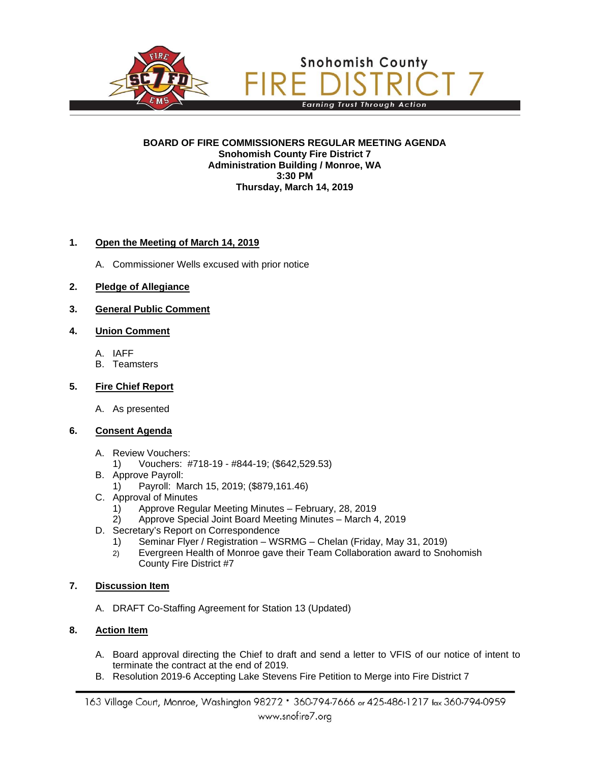Snohomish County

# FIRE DISTRICT 7

*Earning Trust Through Action*

**BOARD OF FIRE COMMISSIONERS REGULAR MEETING AGENDA**
**Snohomish County Fire District 7**
**Administration Building / Monroe, WA**
**3:30 PM**
**Thursday, March 14, 2019**

1. **Open the Meeting of March 14, 2019**

   A. Commissioner Wells excused with prior notice

2. **Pledge of Allegiance**

3. **General Public Comment**

4. **Union Comment**

   A. IAFF
   B. Teamsters

5. **Fire Chief Report**

   A. As presented

6. **Consent Agenda**

   A. Review Vouchers:
      1) Vouchers: #718-19 - #844-19; ($642,529.53)
   B. Approve Payroll:
      1) Payroll: March 15, 2019; ($879,161.46)
   C. Approval of Minutes
      1) Approve Regular Meeting Minutes – February, 28, 2019
      2) Approve Special Joint Board Meeting Minutes – March 4, 2019
   D. Secretary's Report on Correspondence
      1) Seminar Flyer / Registration – WSRMG – Chelan (Friday, May 31, 2019)
      2) Evergreen Health of Monroe gave their Team Collaboration award to Snohomish County Fire District #7

7. **Discussion Item**

   A. DRAFT Co-Staffing Agreement for Station 13 (Updated)

8. **Action Item**

   A. Board approval directing the Chief to draft and send a letter to VFIS of our notice of intent to terminate the contract at the end of 2019.
   B. Resolution 2019-6 Accepting Lake Stevens Fire Petition to Merge into Fire District 7

163 Village Court, Monroe, Washington 98272 • 360-794-7666 or 425-486-1217 fax 360-794-0959
www.snofire7.org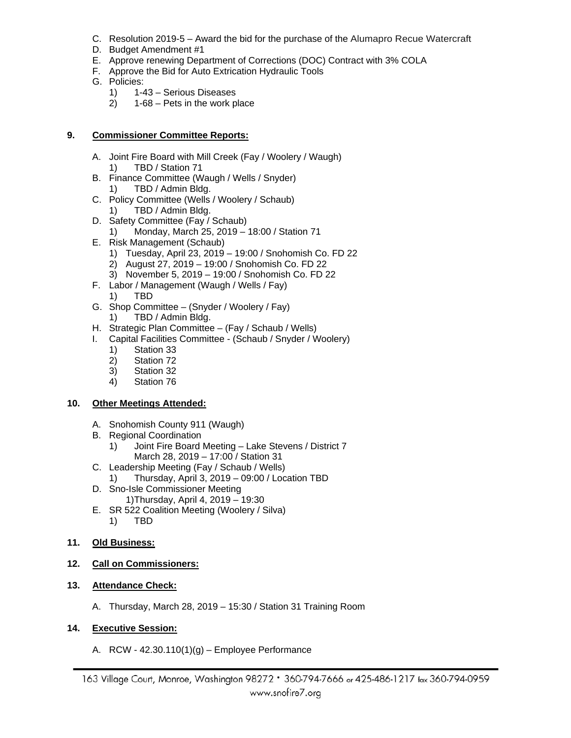C. Resolution 2019-5 – Award the bid for the purchase of the Alumapro Recue Watercraft
D. Budget Amendment #1
E. Approve renewing Department of Corrections (DOC) Contract with 3% COLA
F. Approve the Bid for Auto Extrication Hydraulic Tools
G. Policies:
   1) 1-43 – Serious Diseases
   2) 1-68 – Pets in the work place

**9. Commissioner Committee Reports:**

A. Joint Fire Board with Mill Creek (Fay / Woolery / Waugh)
   1) TBD / Station 71
B. Finance Committee (Waugh / Wells / Snyder)
   1) TBD / Admin Bldg.
C. Policy Committee (Wells / Woolery / Schaub)
   1) TBD / Admin Bldg.
D. Safety Committee (Fay / Schaub)
   1) Monday, March 25, 2019 – 18:00 / Station 71
E. Risk Management (Schaub)
   1) Tuesday, April 23, 2019 – 19:00 / Snohomish Co. FD 22
   2) August 27, 2019 – 19:00 / Snohomish Co. FD 22
   3) November 5, 2019 – 19:00 / Snohomish Co. FD 22
F. Labor / Management (Waugh / Wells / Fay)
   1) TBD
G. Shop Committee – (Snyder / Woolery / Fay)
   1) TBD / Admin Bldg.
H. Strategic Plan Committee – (Fay / Schaub / Wells)
I. Capital Facilities Committee - (Schaub / Snyder / Woolery)
   1) Station 33
   2) Station 72
   3) Station 32
   4) Station 76

**10. Other Meetings Attended:**

A. Snohomish County 911 (Waugh)
B. Regional Coordination
   1) Joint Fire Board Meeting – Lake Stevens / District 7
      March 28, 2019 – 17:00 / Station 31
C. Leadership Meeting (Fay / Schaub / Wells)
   1) Thursday, April 3, 2019 – 09:00 / Location TBD
D. Sno-Isle Commissioner Meeting
   1)Thursday, April 4, 2019 – 19:30
E. SR 522 Coalition Meeting (Woolery / Silva)
   1) TBD

**11. Old Business:**

**12. Call on Commissioners:**

**13. Attendance Check:**

A. Thursday, March 28, 2019 – 15:30 / Station 31 Training Room

**14. Executive Session:**

A. RCW - 42.30.110(1)(g) – Employee Performance

163 Village Court, Monroe, Washington 98272 • 360-794-7666 or 425-486-1217 fax 360-794-0959
www.snofire7.org